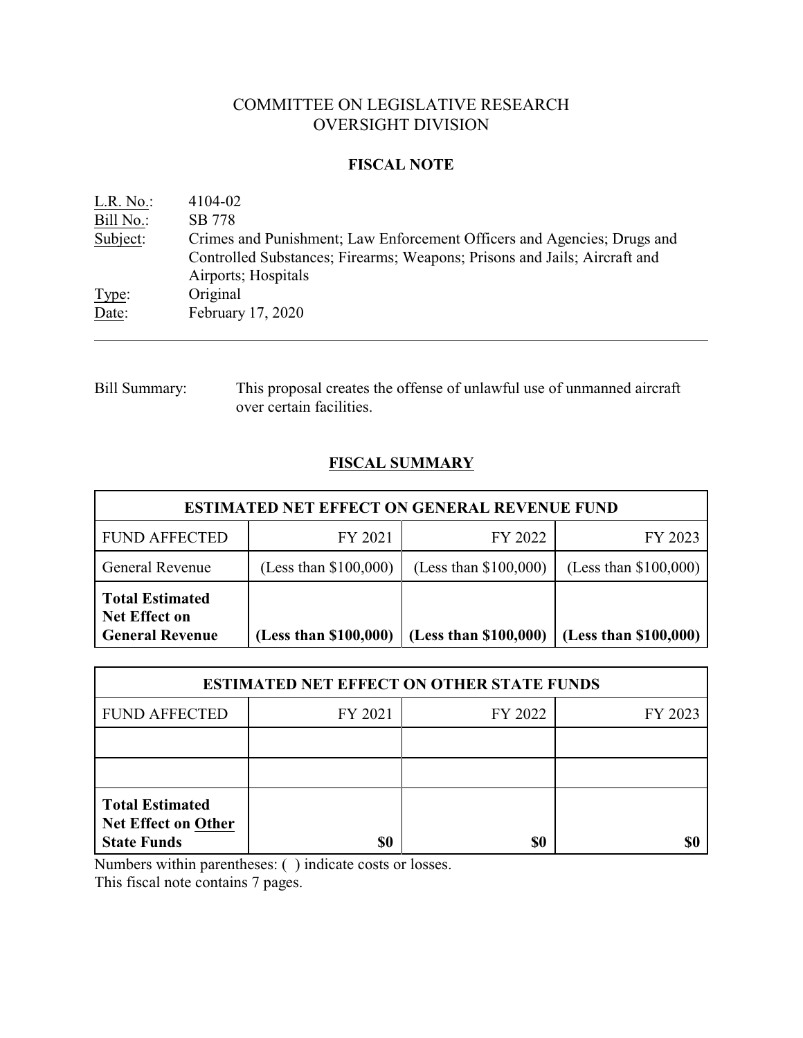# COMMITTEE ON LEGISLATIVE RESEARCH
# OVERSIGHT DIVISION

## FISCAL NOTE

L.R. No.: 4104-02
Bill No.: SB 778
Subject: Crimes and Punishment; Law Enforcement Officers and Agencies; Drugs and Controlled Substances; Firearms; Weapons; Prisons and Jails; Aircraft and Airports; Hospitals
Type: Original
Date: February 17, 2020

---

Bill Summary: This proposal creates the offense of unlawful use of unmanned aircraft over certain facilities.

## FISCAL SUMMARY

| ESTIMATED NET EFFECT ON GENERAL REVENUE FUND | | | |
|---|---|---|---|
| FUND AFFECTED | FY 2021 | FY 2022 | FY 2023 |
| General Revenue | (Less than $100,000) | (Less than $100,000) | (Less than $100,000) |
| **Total Estimated Net Effect on General Revenue** | **(Less than $100,000)** | **(Less than $100,000)** | **(Less than $100,000)** |

| ESTIMATED NET EFFECT ON OTHER STATE FUNDS | | | |
|---|---|---|---|
| FUND AFFECTED | FY 2021 | FY 2022 | FY 2023 |
| | | | |
| | | | |
| **Total Estimated Net Effect on Other State Funds** | **$0** | **$0** | **$0** |

Numbers within parentheses: ( ) indicate costs or losses.
This fiscal note contains 7 pages.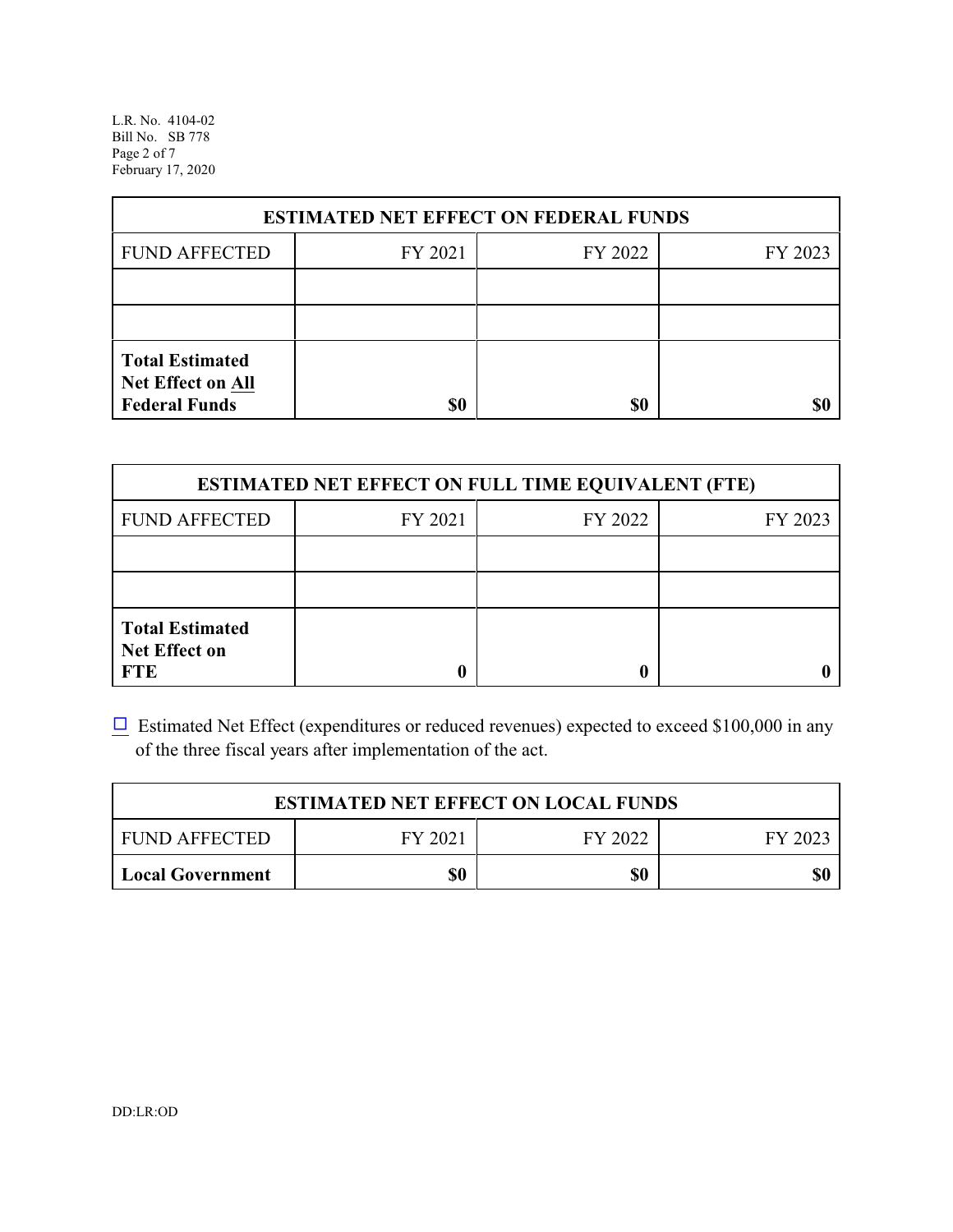| ESTIMATED NET EFFECT ON FEDERAL FUNDS | | | |
|---|---|---|---|
| FUND AFFECTED | FY 2021 | FY 2022 | FY 2023 |
| | | | |
| | | | |
| **Total Estimated Net Effect on All Federal Funds** | **$0** | **$0** | **$0** |

| ESTIMATED NET EFFECT ON FULL TIME EQUIVALENT (FTE) | | | |
|---|---|---|---|
| FUND AFFECTED | FY 2021 | FY 2022 | FY 2023 |
| | | | |
| | | | |
| **Total Estimated Net Effect on FTE** | **0** | **0** | **0** |

☐ Estimated Net Effect (expenditures or reduced revenues) expected to exceed $100,000 in any of the three fiscal years after implementation of the act.

| ESTIMATED NET EFFECT ON LOCAL FUNDS | | | |
|---|---|---|---|
| FUND AFFECTED | FY 2021 | FY 2022 | FY 2023 |
| **Local Government** | **$0** | **$0** | **$0** |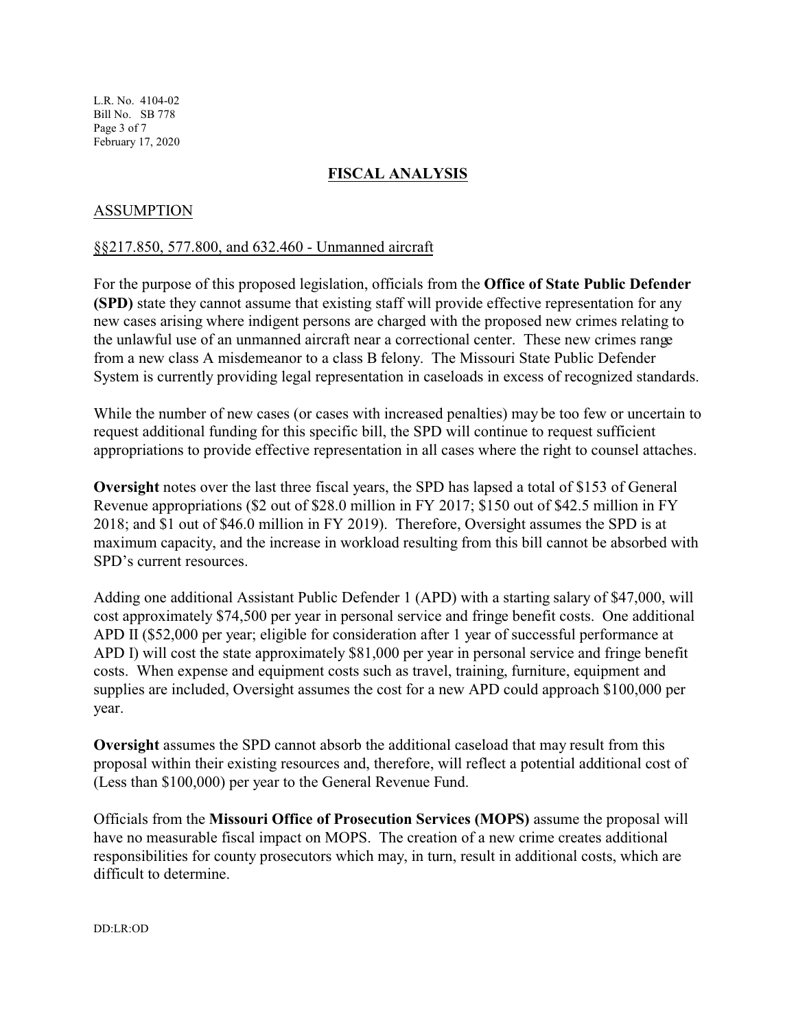## FISCAL ANALYSIS

### ASSUMPTION

§§217.850, 577.800, and 632.460 - Unmanned aircraft

For the purpose of this proposed legislation, officials from the **Office of State Public Defender (SPD)** state they cannot assume that existing staff will provide effective representation for any new cases arising where indigent persons are charged with the proposed new crimes relating to the unlawful use of an unmanned aircraft near a correctional center. These new crimes range from a new class A misdemeanor to a class B felony. The Missouri State Public Defender System is currently providing legal representation in caseloads in excess of recognized standards.

While the number of new cases (or cases with increased penalties) may be too few or uncertain to request additional funding for this specific bill, the SPD will continue to request sufficient appropriations to provide effective representation in all cases where the right to counsel attaches.

**Oversight** notes over the last three fiscal years, the SPD has lapsed a total of $153 of General Revenue appropriations ($2 out of $28.0 million in FY 2017; $150 out of $42.5 million in FY 2018; and $1 out of $46.0 million in FY 2019). Therefore, Oversight assumes the SPD is at maximum capacity, and the increase in workload resulting from this bill cannot be absorbed with SPD's current resources.

Adding one additional Assistant Public Defender 1 (APD) with a starting salary of $47,000, will cost approximately $74,500 per year in personal service and fringe benefit costs. One additional APD II ($52,000 per year; eligible for consideration after 1 year of successful performance at APD I) will cost the state approximately $81,000 per year in personal service and fringe benefit costs. When expense and equipment costs such as travel, training, furniture, equipment and supplies are included, Oversight assumes the cost for a new APD could approach $100,000 per year.

**Oversight** assumes the SPD cannot absorb the additional caseload that may result from this proposal within their existing resources and, therefore, will reflect a potential additional cost of (Less than $100,000) per year to the General Revenue Fund.

Officials from the **Missouri Office of Prosecution Services (MOPS)** assume the proposal will have no measurable fiscal impact on MOPS. The creation of a new crime creates additional responsibilities for county prosecutors which may, in turn, result in additional costs, which are difficult to determine.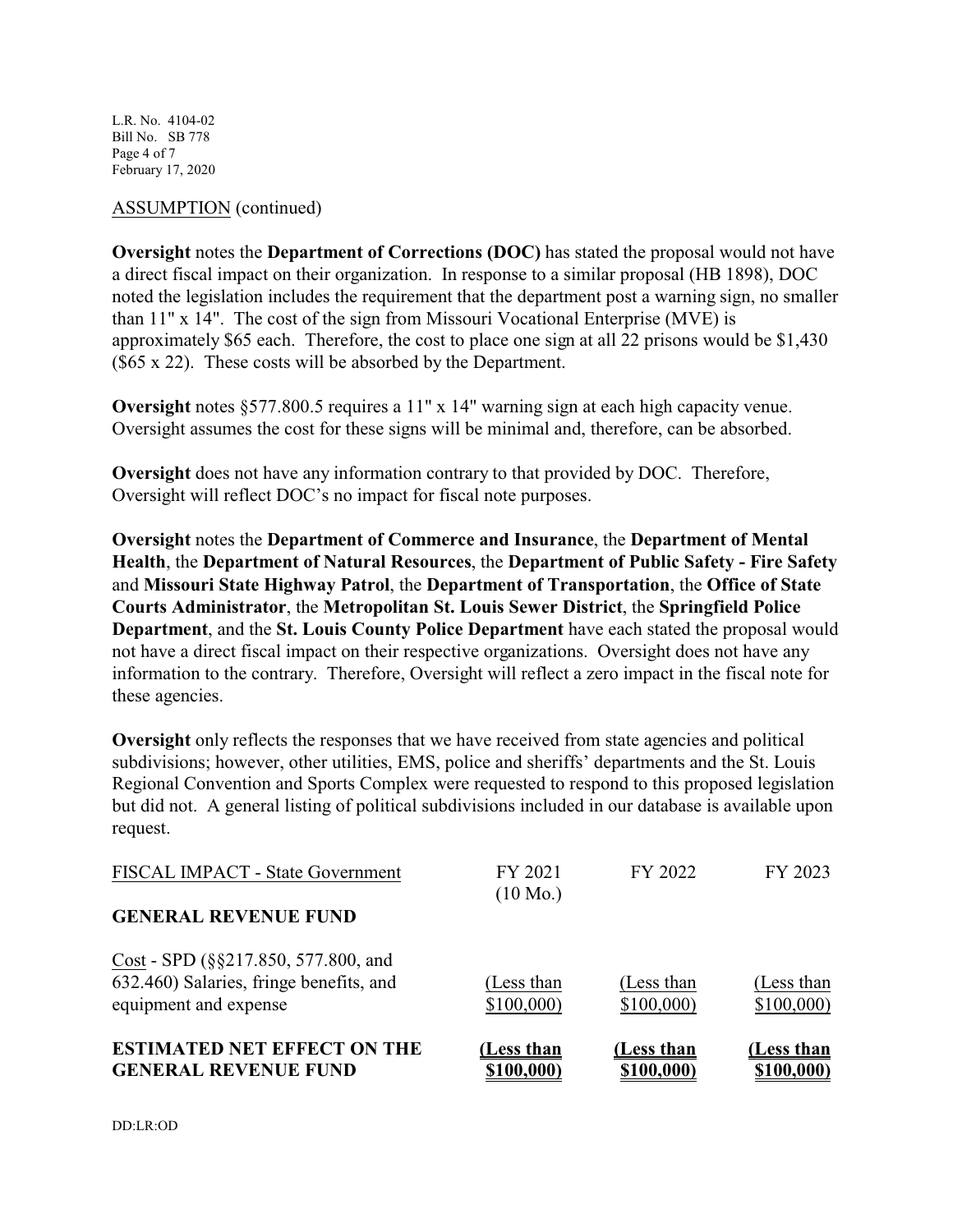ASSUMPTION (continued)

**Oversight** notes the **Department of Corrections (DOC)** has stated the proposal would not have a direct fiscal impact on their organization. In response to a similar proposal (HB 1898), DOC noted the legislation includes the requirement that the department post a warning sign, no smaller than 11" x 14". The cost of the sign from Missouri Vocational Enterprise (MVE) is approximately $65 each. Therefore, the cost to place one sign at all 22 prisons would be $1,430 ($65 x 22). These costs will be absorbed by the Department.

**Oversight** notes §577.800.5 requires a 11" x 14" warning sign at each high capacity venue. Oversight assumes the cost for these signs will be minimal and, therefore, can be absorbed.

**Oversight** does not have any information contrary to that provided by DOC. Therefore, Oversight will reflect DOC's no impact for fiscal note purposes.

**Oversight** notes the **Department of Commerce and Insurance**, the **Department of Mental Health**, the **Department of Natural Resources**, the **Department of Public Safety - Fire Safety** and **Missouri State Highway Patrol**, the **Department of Transportation**, the **Office of State Courts Administrator**, the **Metropolitan St. Louis Sewer District**, the **Springfield Police Department**, and the **St. Louis County Police Department** have each stated the proposal would not have a direct fiscal impact on their respective organizations. Oversight does not have any information to the contrary. Therefore, Oversight will reflect a zero impact in the fiscal note for these agencies.

**Oversight** only reflects the responses that we have received from state agencies and political subdivisions; however, other utilities, EMS, police and sheriffs' departments and the St. Louis Regional Convention and Sports Complex were requested to respond to this proposed legislation but did not. A general listing of political subdivisions included in our database is available upon request.

| FISCAL IMPACT - State Government | FY 2021 (10 Mo.) | FY 2022 | FY 2023 |
|---|---|---|---|
| **GENERAL REVENUE FUND** | | | |
| Cost - SPD (§§217.850, 577.800, and 632.460) Salaries, fringe benefits, and equipment and expense | (Less than $100,000) | (Less than $100,000) | (Less than $100,000) |
| **ESTIMATED NET EFFECT ON THE GENERAL REVENUE FUND** | **(Less than $100,000)** | **(Less than $100,000)** | **(Less than $100,000)** |

DD:LR:OD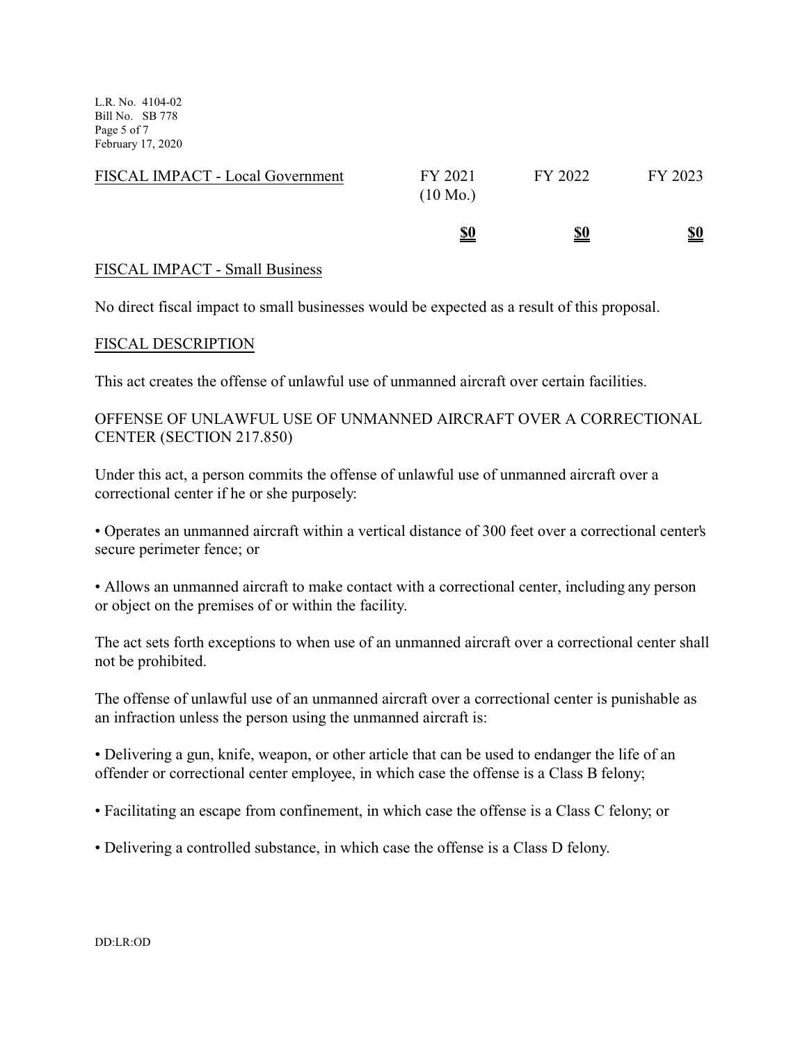| FISCAL IMPACT - Local Government | FY 2021 (10 Mo.) | FY 2022 | FY 2023 |
|---|---|---|---|
| | **$0** | **$0** | **$0** |

FISCAL IMPACT - Small Business

No direct fiscal impact to small businesses would be expected as a result of this proposal.

FISCAL DESCRIPTION

This act creates the offense of unlawful use of unmanned aircraft over certain facilities.

OFFENSE OF UNLAWFUL USE OF UNMANNED AIRCRAFT OVER A CORRECTIONAL CENTER (SECTION 217.850)

Under this act, a person commits the offense of unlawful use of unmanned aircraft over a correctional center if he or she purposely:

- Operates an unmanned aircraft within a vertical distance of 300 feet over a correctional center's secure perimeter fence; or

- Allows an unmanned aircraft to make contact with a correctional center, including any person or object on the premises of or within the facility.

The act sets forth exceptions to when use of an unmanned aircraft over a correctional center shall not be prohibited.

The offense of unlawful use of an unmanned aircraft over a correctional center is punishable as an infraction unless the person using the unmanned aircraft is:

- Delivering a gun, knife, weapon, or other article that can be used to endanger the life of an offender or correctional center employee, in which case the offense is a Class B felony;

- Facilitating an escape from confinement, in which case the offense is a Class C felony; or

- Delivering a controlled substance, in which case the offense is a Class D felony.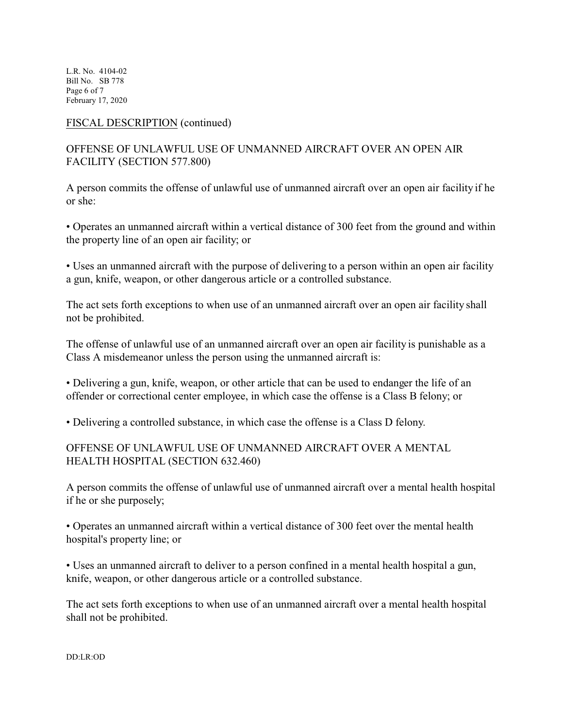FISCAL DESCRIPTION (continued)

OFFENSE OF UNLAWFUL USE OF UNMANNED AIRCRAFT OVER AN OPEN AIR FACILITY (SECTION 577.800)

A person commits the offense of unlawful use of unmanned aircraft over an open air facility if he or she:

• Operates an unmanned aircraft within a vertical distance of 300 feet from the ground and within the property line of an open air facility; or

• Uses an unmanned aircraft with the purpose of delivering to a person within an open air facility a gun, knife, weapon, or other dangerous article or a controlled substance.

The act sets forth exceptions to when use of an unmanned aircraft over an open air facility shall not be prohibited.

The offense of unlawful use of an unmanned aircraft over an open air facility is punishable as a Class A misdemeanor unless the person using the unmanned aircraft is:

• Delivering a gun, knife, weapon, or other article that can be used to endanger the life of an offender or correctional center employee, in which case the offense is a Class B felony; or

• Delivering a controlled substance, in which case the offense is a Class D felony.

OFFENSE OF UNLAWFUL USE OF UNMANNED AIRCRAFT OVER A MENTAL HEALTH HOSPITAL (SECTION 632.460)

A person commits the offense of unlawful use of unmanned aircraft over a mental health hospital if he or she purposely;

• Operates an unmanned aircraft within a vertical distance of 300 feet over the mental health hospital's property line; or

• Uses an unmanned aircraft to deliver to a person confined in a mental health hospital a gun, knife, weapon, or other dangerous article or a controlled substance.

The act sets forth exceptions to when use of an unmanned aircraft over a mental health hospital shall not be prohibited.

DD:LR:OD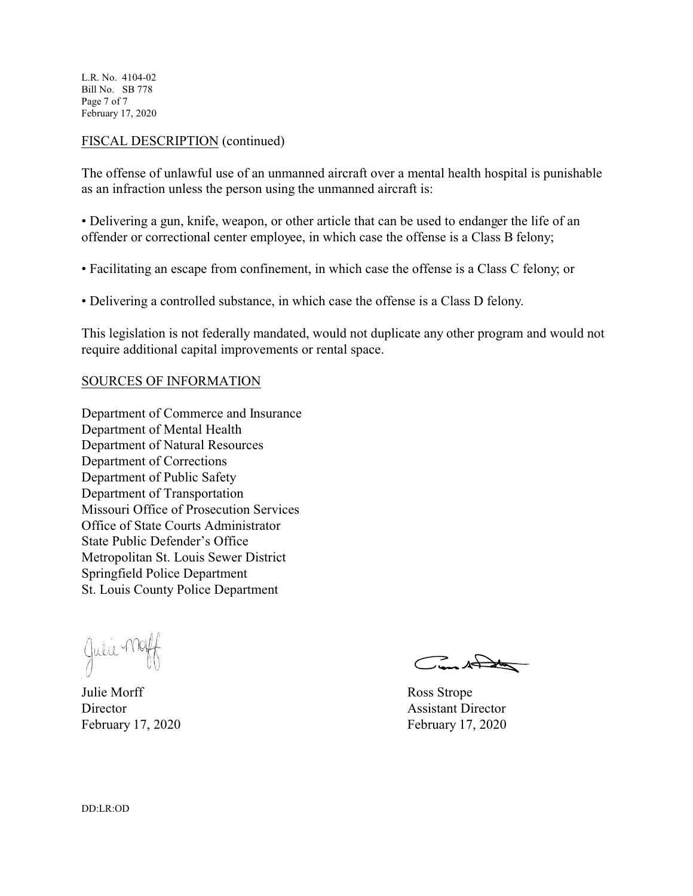FISCAL DESCRIPTION (continued)

The offense of unlawful use of an unmanned aircraft over a mental health hospital is punishable as an infraction unless the person using the unmanned aircraft is:

- Delivering a gun, knife, weapon, or other article that can be used to endanger the life of an offender or correctional center employee, in which case the offense is a Class B felony;
- Facilitating an escape from confinement, in which case the offense is a Class C felony; or
- Delivering a controlled substance, in which case the offense is a Class D felony.

This legislation is not federally mandated, would not duplicate any other program and would not require additional capital improvements or rental space.

SOURCES OF INFORMATION

Department of Commerce and Insurance
Department of Mental Health
Department of Natural Resources
Department of Corrections
Department of Public Safety
Department of Transportation
Missouri Office of Prosecution Services
Office of State Courts Administrator
State Public Defender's Office
Metropolitan St. Louis Sewer District
Springfield Police Department
St. Louis County Police Department

Julie Morff
Director
February 17, 2020

Ross Strope
Assistant Director
February 17, 2020

DD:LR:OD